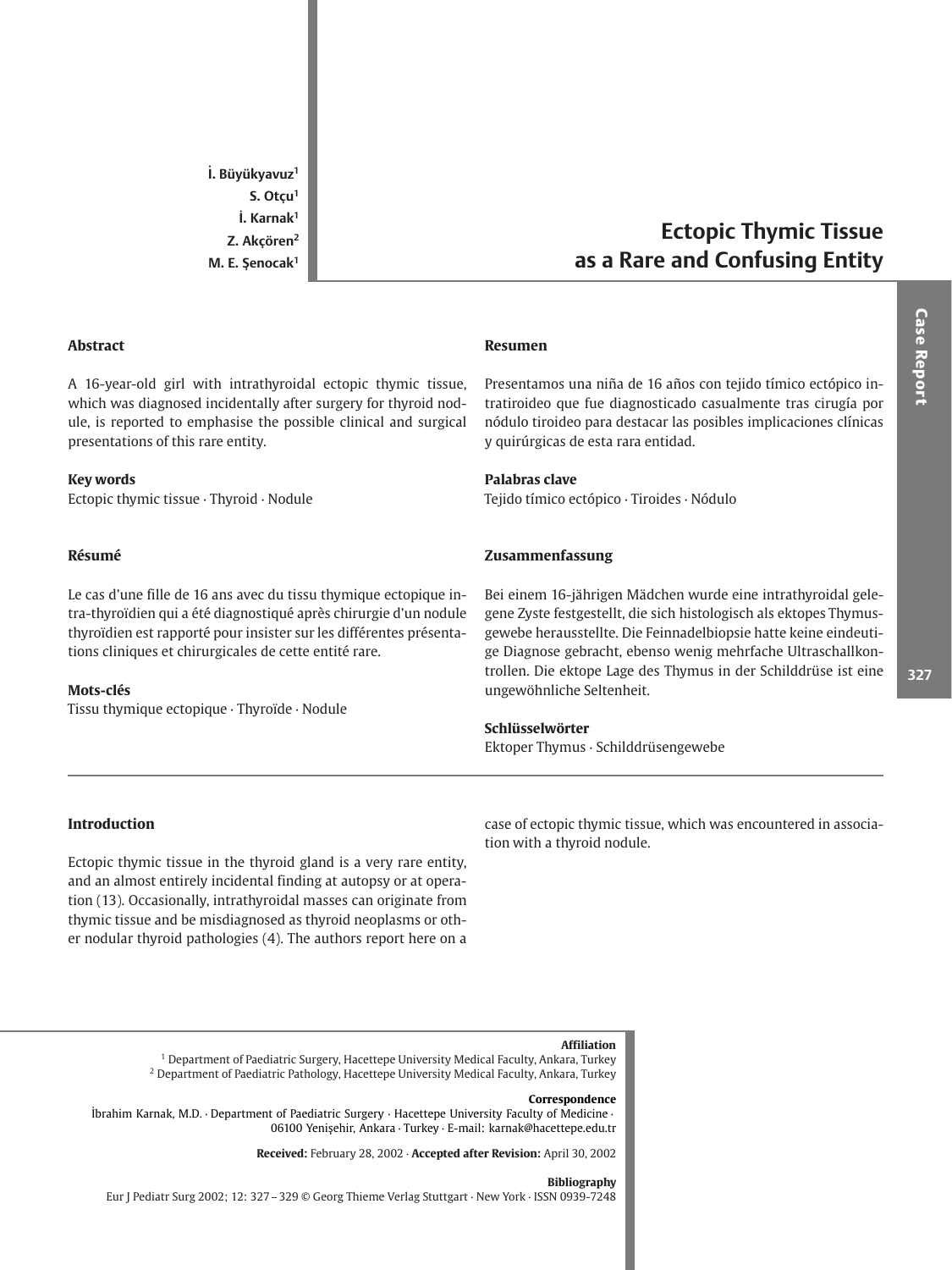İ. Büyükyavuz[1]
S. Otçu[1]
İ. Karnak[1]
Z. Akçören[2]
M. E. Şenocak[1]

# Ectopic Thymic Tissue as a Rare and Confusing Entity

Case Report

## Abstract

A 16-year-old girl with intrathyroidal ectopic thymic tissue, which was diagnosed incidentally after surgery for thyroid nodule, is reported to emphasise the possible clinical and surgical presentations of this rare entity.

### Key words

Ectopic thymic tissue · Thyroid · Nodule

## Résumé

Le cas d'une fille de 16 ans avec du tissu thymique ectopique intra-thyroïdien qui a été diagnostiqué après chirurgie d'un nodule thyroïdien est rapporté pour insister sur les différentes présentations cliniques et chirurgicales de cette entité rare.

### Mots-clés

Tissu thymique ectopique · Thyroïde · Nodule

## Resumen

Presentamos una niña de 16 años con tejido tímico ectópico intratiroideo que fue diagnosticado casualmente tras cirugía por nódulo tiroideo para destacar las posibles implicaciones clínicas y quirúrgicas de esta rara entidad.

### Palabras clave

Tejido tímico ectópico · Tiroides · Nódulo

## Zusammenfassung

Bei einem 16-jährigen Mädchen wurde eine intrathyroidal gelegene Zyste festgestellt, die sich histologisch als ektopes Thymusgewebe herausstellte. Die Feinnadelbiopsie hatte keine eindeutige Diagnose gebracht, ebenso wenig mehrfache Ultraschallkontrollen. Die ektope Lage des Thymus in der Schilddrüse ist eine ungewöhnliche Seltenheit.

### Schlüsselwörter

Ektoper Thymus · Schilddrüsengewebe

## Introduction

Ectopic thymic tissue in the thyroid gland is a very rare entity, and an almost entirely incidental finding at autopsy or at operation (13). Occasionally, intrathyroidal masses can originate from thymic tissue and be misdiagnosed as thyroid neoplasms or other nodular thyroid pathologies (4). The authors report here on a case of ectopic thymic tissue, which was encountered in association with a thyroid nodule.

**Affiliation**
[1] Department of Paediatric Surgery, Hacettepe University Medical Faculty, Ankara, Turkey
[2] Department of Paediatric Pathology, Hacettepe University Medical Faculty, Ankara, Turkey

**Correspondence**
İbrahim Karnak, M.D. · Department of Paediatric Surgery · Hacettepe University Faculty of Medicine · 06100 Yenişehir, Ankara · Turkey · E-mail: karnak@hacettepe.edu.tr

**Received:** February 28, 2002 · **Accepted after Revision:** April 30, 2002

**Bibliography**
Eur J Pediatr Surg 2002; 12: 327 – 329 © Georg Thieme Verlag Stuttgart · New York · ISSN 0939-7248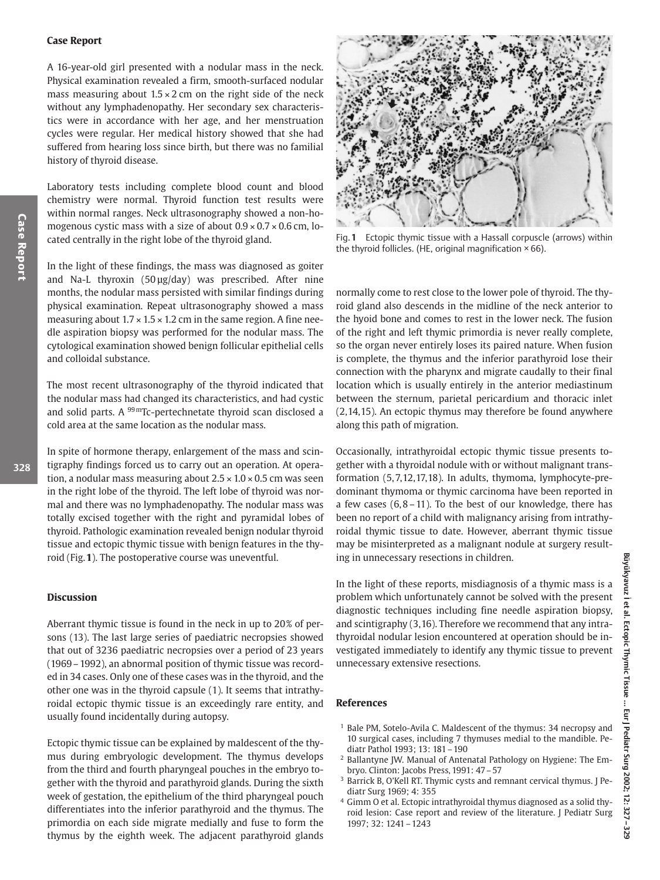## Case Report

A 16-year-old girl presented with a nodular mass in the neck. Physical examination revealed a firm, smooth-surfaced nodular mass measuring about $1.5 \times 2$ cm on the right side of the neck without any lymphadenopathy. Her secondary sex characteristics were in accordance with her age, and her menstruation cycles were regular. Her medical history showed that she had suffered from hearing loss since birth, but there was no familial history of thyroid disease.

Laboratory tests including complete blood count and blood chemistry were normal. Thyroid function test results were within normal ranges. Neck ultrasonography showed a non-homogenous cystic mass with a size of about $0.9 \times 0.7 \times 0.6$ cm, located centrally in the right lobe of the thyroid gland.

In the light of these findings, the mass was diagnosed as goiter and Na-L thyroxin (50 µg/day) was prescribed. After nine months, the nodular mass persisted with similar findings during physical examination. Repeat ultrasonography showed a mass measuring about $1.7 \times 1.5 \times 1.2$ cm in the same region. A fine needle aspiration biopsy was performed for the nodular mass. The cytological examination showed benign follicular epithelial cells and colloidal substance.

The most recent ultrasonography of the thyroid indicated that the nodular mass had changed its characteristics, and had cystic and solid parts. A $^{99m}$Tc-pertechnetate thyroid scan disclosed a cold area at the same location as the nodular mass.

In spite of hormone therapy, enlargement of the mass and scintigraphy findings forced us to carry out an operation. At operation, a nodular mass measuring about $2.5 \times 1.0 \times 0.5$ cm was seen in the right lobe of the thyroid. The left lobe of thyroid was normal and there was no lymphadenopathy. The nodular mass was totally excised together with the right and pyramidal lobes of thyroid. Pathologic examination revealed benign nodular thyroid tissue and ectopic thymic tissue with benign features in the thyroid (Fig. **1**). The postoperative course was uneventful.

Fig. **1** Ectopic thymic tissue with a Hassall corpuscle (arrows) within the thyroid follicles. (HE, original magnification × 66).

## Discussion

Aberrant thymic tissue is found in the neck in up to 20% of persons (13). The last large series of paediatric necropsies showed that out of 3236 paediatric necropsies over a period of 23 years (1969 – 1992), an abnormal position of thymic tissue was recorded in 34 cases. Only one of these cases was in the thyroid, and the other one was in the thyroid capsule (1). It seems that intrathyroidal ectopic thymic tissue is an exceedingly rare entity, and usually found incidentally during autopsy.

Ectopic thymic tissue can be explained by maldescent of the thymus during embryologic development. The thymus develops from the third and fourth pharyngeal pouches in the embryo together with the thyroid and parathyroid glands. During the sixth week of gestation, the epithelium of the third pharyngeal pouch differentiates into the inferior parathyroid and the thymus. The primordia on each side migrate medially and fuse to form the thymus by the eighth week. The adjacent parathyroid glands normally come to rest close to the lower pole of thyroid. The thyroid gland also descends in the midline of the neck anterior to the hyoid bone and comes to rest in the lower neck. The fusion of the right and left thymic primordia is never really complete, so the organ never entirely loses its paired nature. When fusion is complete, the thymus and the inferior parathyroid lose their connection with the pharynx and migrate caudally to their final location which is usually entirely in the anterior mediastinum between the sternum, parietal pericardium and thoracic inlet (2,14,15). An ectopic thymus may therefore be found anywhere along this path of migration.

Occasionally, intrathyroidal ectopic thymic tissue presents together with a thyroidal nodule with or without malignant transformation (5,7,12,17,18). In adults, thymoma, lymphocyte-predominant thymoma or thymic carcinoma have been reported in a few cases (6,8 – 11). To the best of our knowledge, there has been no report of a child with malignancy arising from intrathyroidal thymic tissue to date. However, aberrant thymic tissue may be misinterpreted as a malignant nodule at surgery resulting in unnecessary resections in children.

In the light of these reports, misdiagnosis of a thymic mass is a problem which unfortunately cannot be solved with the present diagnostic techniques including fine needle aspiration biopsy, and scintigraphy (3,16). Therefore we recommend that any intrathyroidal nodular lesion encountered at operation should be investigated immediately to identify any thymic tissue to prevent unnecessary extensive resections.

## References

1. Bale PM, Sotelo-Avila C. Maldescent of the thymus: 34 necropsy and 10 surgical cases, including 7 thymuses medial to the mandible. Pediatr Pathol 1993; 13: 181 – 190
2. Ballantyne JW. Manual of Antenatal Pathology on Hygiene: The Embryo. Clinton: Jacobs Press, 1991: 47 – 57
3. Barrick B, O'Kell RT. Thymic cysts and remnant cervical thymus. J Pediatr Surg 1969; 4: 355
4. Gimm O et al. Ectopic intrathyroidal thymus diagnosed as a solid thyroid lesion: Case report and review of the literature. J Pediatr Surg 1997; 32: 1241 – 1243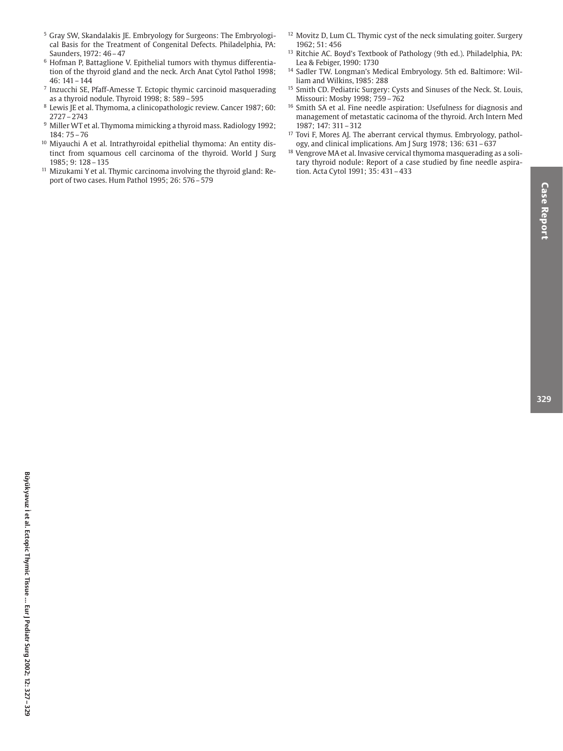5 Gray SW, Skandalakis JE. Embryology for Surgeons: The Embryological Basis for the Treatment of Congenital Defects. Philadelphia, PA: Saunders, 1972: 46 – 47

6 Hofman P, Battaglione V. Epithelial tumors with thymus differentiation of the thyroid gland and the neck. Arch Anat Cytol Pathol 1998; 46: 141 – 144

7 Inzucchi SE, Pfaff-Amesse T. Ectopic thymic carcinoid masquerading as a thyroid nodule. Thyroid 1998; 8: 589 – 595

8 Lewis JE et al. Thymoma, a clinicopathologic review. Cancer 1987; 60: 2727 – 2743

9 Miller WT et al. Thymoma mimicking a thyroid mass. Radiology 1992; 184: 75 – 76

10 Miyauchi A et al. Intrathyroidal epithelial thymoma: An entity distinct from squamous cell carcinoma of the thyroid. World J Surg 1985; 9: 128 – 135

11 Mizukami Y et al. Thymic carcinoma involving the thyroid gland: Report of two cases. Hum Pathol 1995; 26: 576 – 579

12 Movitz D, Lum CL. Thymic cyst of the neck simulating goiter. Surgery 1962; 51: 456

13 Ritchie AC. Boyd's Textbook of Pathology (9th ed.). Philadelphia, PA: Lea & Febiger, 1990: 1730

14 Sadler TW. Longman's Medical Embryology. 5th ed. Baltimore: William and Wilkins, 1985: 288

15 Smith CD. Pediatric Surgery: Cysts and Sinuses of the Neck. St. Louis, Missouri: Mosby 1998; 759 – 762

16 Smith SA et al. Fine needle aspiration: Usefulness for diagnosis and management of metastatic cacinoma of the thyroid. Arch Intern Med 1987; 147: 311 – 312

17 Tovi F, Mores AJ. The aberrant cervical thymus. Embryology, pathology, and clinical implications. Am J Surg 1978; 136: 631 – 637

18 Vengrove MA et al. Invasive cervical thymoma masquerading as a solitary thyroid nodule: Report of a case studied by fine needle aspiration. Acta Cytol 1991; 35: 431 – 433